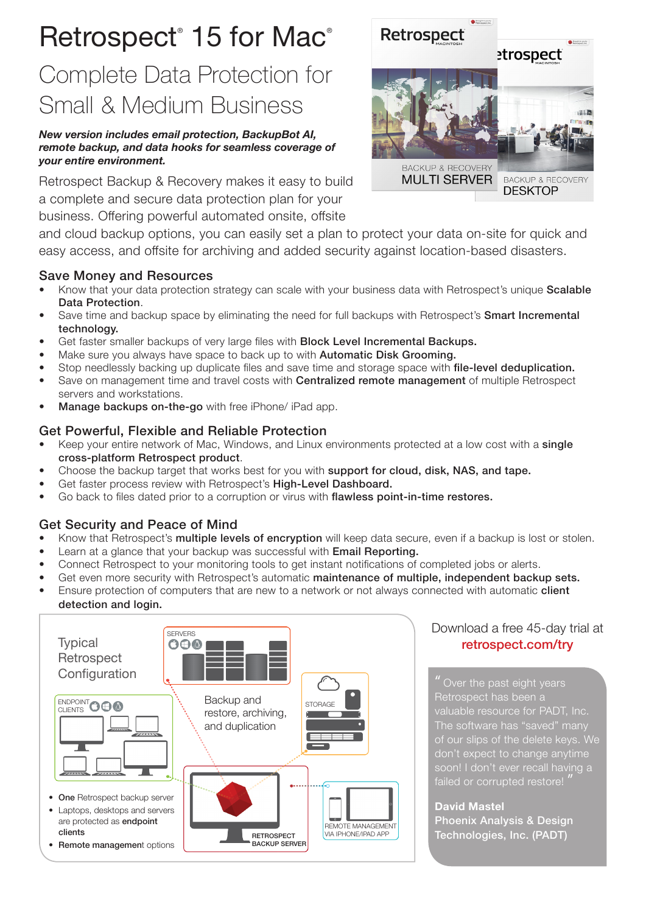# Retrospect® 15 for Mac®

## Complete Data Protection for Small & Medium Business

***New version includes email protection, BackupBot AI, remote backup, and data hooks for seamless coverage of your entire environment.***

Retrospect Backup & Recovery makes it easy to build a complete and secure data protection plan for your business. Offering powerful automated onsite, offsite and cloud backup options, you can easily set a plan to protect your data on-site for quick and easy access, and offsite for archiving and added security against location-based disasters.

### Save Money and Resources

- Know that your data protection strategy can scale with your business data with Retrospect's unique **Scalable Data Protection**.
- Save time and backup space by eliminating the need for full backups with Retrospect's **Smart Incremental technology.**
- Get faster smaller backups of very large files with **Block Level Incremental Backups.**
- Make sure you always have space to back up to with **Automatic Disk Grooming.**
- Stop needlessly backing up duplicate files and save time and storage space with **file-level deduplication.**
- Save on management time and travel costs with **Centralized remote management** of multiple Retrospect servers and workstations.
- **Manage backups on-the-go** with free iPhone/ iPad app.

### Get Powerful, Flexible and Reliable Protection

- Keep your entire network of Mac, Windows, and Linux environments protected at a low cost with a **single cross-platform Retrospect product**.
- Choose the backup target that works best for you with **support for cloud, disk, NAS, and tape.**
- Get faster process review with Retrospect's **High-Level Dashboard.**
- Go back to files dated prior to a corruption or virus with **flawless point-in-time restores.**

### Get Security and Peace of Mind

- Know that Retrospect's **multiple levels of encryption** will keep data secure, even if a backup is lost or stolen.
- Learn at a glance that your backup was successful with **Email Reporting.**
- Connect Retrospect to your monitoring tools to get instant notifications of completed jobs or alerts.
- Get even more security with Retrospect's automatic **maintenance of multiple, independent backup sets.**
- Ensure protection of computers that are new to a network or not always connected with automatic **client detection and login.**

Typical Retrospect Configuration

SERVERS

ENDPOINT CLIENTS

Backup and restore, archiving, and duplication

STORAGE

RETROSPECT BACKUP SERVER

REMOTE MANAGEMENT VIA IPHONE/IPAD APP

- **One** Retrospect backup server
- Laptops, desktops and servers are protected as **endpoint clients**
- **Remote management** options

Download a free 45-day trial at retrospect.com/try

"Over the past eight years Retrospect has been a valuable resource for PADT, Inc. The software has "saved" many of our slips of the delete keys. We don't expect to change anytime soon! I don't ever recall having a failed or corrupted restore!"

**David Mastel**
**Phoenix Analysis & Design Technologies, Inc. (PADT)**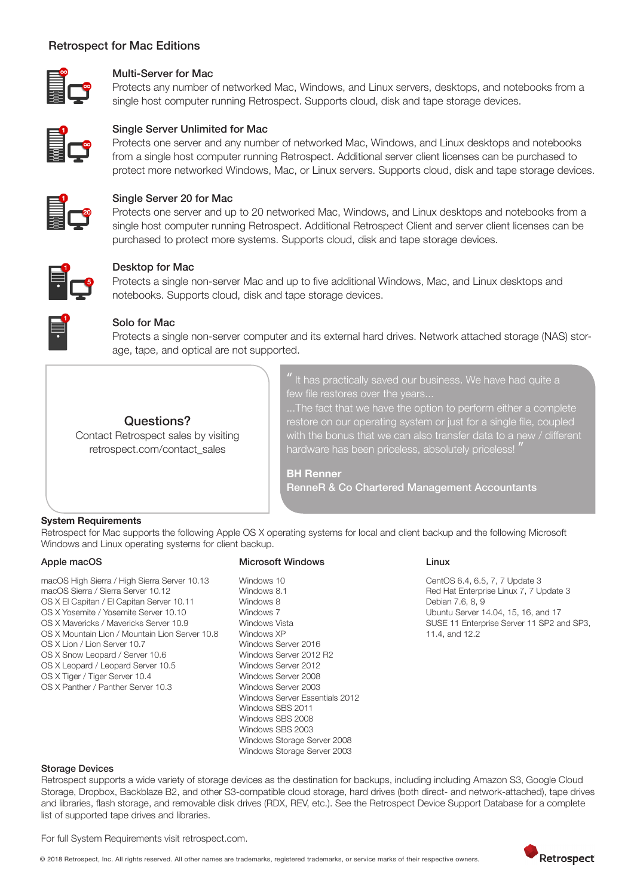## Retrospect for Mac Editions

### Multi-Server for Mac

Protects any number of networked Mac, Windows, and Linux servers, desktops, and notebooks from a single host computer running Retrospect. Supports cloud, disk and tape storage devices.

### Single Server Unlimited for Mac

Protects one server and any number of networked Mac, Windows, and Linux desktops and notebooks from a single host computer running Retrospect. Additional server client licenses can be purchased to protect more networked Windows, Mac, or Linux servers. Supports cloud, disk and tape storage devices.

### Single Server 20 for Mac

Protects one server and up to 20 networked Mac, Windows, and Linux desktops and notebooks from a single host computer running Retrospect. Additional Retrospect Client and server client licenses can be purchased to protect more systems. Supports cloud, disk and tape storage devices.

### Desktop for Mac

Protects a single non-server Mac and up to five additional Windows, Mac, and Linux desktops and notebooks. Supports cloud, disk and tape storage devices.

### Solo for Mac

Protects a single non-server computer and its external hard drives. Network attached storage (NAS) storage, tape, and optical are not supported.

**Questions?**

Contact Retrospect sales by visiting retrospect.com/contact_sales

"It has practically saved our business. We have had quite a few file restores over the years... ...The fact that we have the option to perform either a complete restore on our operating system or just for a single file, coupled with the bonus that we can also transfer data to a new / different hardware has been priceless, absolutely priceless!"

**BH Renner**
**RenneR & Co Chartered Management Accountants**

### System Requirements

Retrospect for Mac supports the following Apple OS X operating systems for local and client backup and the following Microsoft Windows and Linux operating systems for client backup.

#### Apple macOS

macOS High Sierra / High Sierra Server 10.13
macOS Sierra / Sierra Server 10.12
OS X El Capitan / El Capitan Server 10.11
OS X Yosemite / Yosemite Server 10.10
OS X Mavericks / Mavericks Server 10.9
OS X Mountain Lion / Mountain Lion Server 10.8
OS X Lion / Lion Server 10.7
OS X Snow Leopard / Server 10.6
OS X Leopard / Leopard Server 10.5
OS X Tiger / Tiger Server 10.4
OS X Panther / Panther Server 10.3

#### Microsoft Windows

Windows 10
Windows 8.1
Windows 8
Windows 7
Windows Vista
Windows XP
Windows Server 2016
Windows Server 2012 R2
Windows Server 2012
Windows Server 2008
Windows Server 2003
Windows Server Essentials 2012
Windows SBS 2011
Windows SBS 2008
Windows SBS 2003
Windows Storage Server 2008
Windows Storage Server 2003

#### Linux

CentOS 6.4, 6.5, 7, 7 Update 3
Red Hat Enterprise Linux 7, 7 Update 3
Debian 7.6, 8, 9
Ubuntu Server 14.04, 15, 16, and 17
SUSE 11 Enterprise Server 11 SP2 and SP3, 11.4, and 12.2

### Storage Devices

Retrospect supports a wide variety of storage devices as the destination for backups, including including Amazon S3, Google Cloud Storage, Dropbox, Backblaze B2, and other S3-compatible cloud storage, hard drives (both direct- and network-attached), tape drives and libraries, flash storage, and removable disk drives (RDX, REV, etc.). See the Retrospect Device Support Database for a complete list of supported tape drives and libraries.

For full System Requirements visit retrospect.com.

© 2018 Retrospect, Inc. All rights reserved. All other names are trademarks, registered trademarks, or service marks of their respective owners.

Retrospect